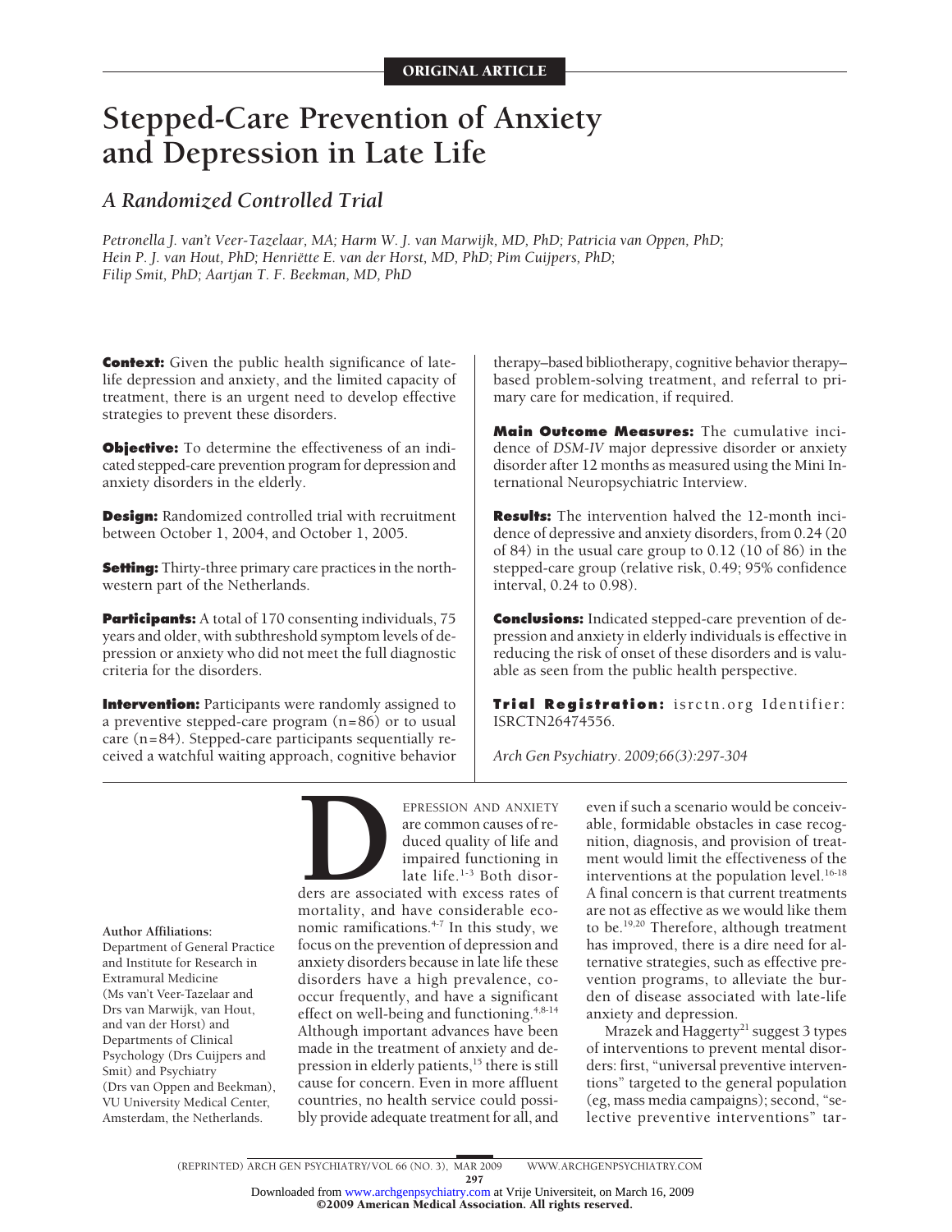ORIGINAL ARTICLE

# Stepped-Care Prevention of Anxiety and Depression in Late Life

## *A Randomized Controlled Trial*

*Petronella J. van't Veer-Tazelaar, MA; Harm W. J. van Marwijk, MD, PhD; Patricia van Oppen, PhD; Hein P. J. van Hout, PhD; Henriëtte E. van der Horst, MD, PhD; Pim Cuijpers, PhD; Filip Smit, PhD; Aartjan T. F. Beekman, MD, PhD*

**Context:** Given the public health significance of late-life depression and anxiety, and the limited capacity of treatment, there is an urgent need to develop effective strategies to prevent these disorders.

**Objective:** To determine the effectiveness of an indicated stepped-care prevention program for depression and anxiety disorders in the elderly.

**Design:** Randomized controlled trial with recruitment between October 1, 2004, and October 1, 2005.

**Setting:** Thirty-three primary care practices in the northwestern part of the Netherlands.

**Participants:** A total of 170 consenting individuals, 75 years and older, with subthreshold symptom levels of depression or anxiety who did not meet the full diagnostic criteria for the disorders.

**Intervention:** Participants were randomly assigned to a preventive stepped-care program (n=86) or to usual care (n=84). Stepped-care participants sequentially received a watchful waiting approach, cognitive behavior therapy–based bibliotherapy, cognitive behavior therapy–based problem-solving treatment, and referral to primary care for medication, if required.

**Main Outcome Measures:** The cumulative incidence of *DSM-IV* major depressive disorder or anxiety disorder after 12 months as measured using the Mini International Neuropsychiatric Interview.

**Results:** The intervention halved the 12-month incidence of depressive and anxiety disorders, from 0.24 (20 of 84) in the usual care group to 0.12 (10 of 86) in the stepped-care group (relative risk, 0.49; 95% confidence interval, 0.24 to 0.98).

**Conclusions:** Indicated stepped-care prevention of depression and anxiety in elderly individuals is effective in reducing the risk of onset of these disorders and is valuable as seen from the public health perspective.

**Trial Registration:** isrctn.org Identifier: ISRCTN26474556.

*Arch Gen Psychiatry. 2009;66(3):297-304*

**Author Affiliations:** Department of General Practice and Institute for Research in Extramural Medicine (Ms van't Veer-Tazelaar and Drs van Marwijk, van Hout, and van der Horst) and Departments of Clinical Psychology (Drs Cuijpers and Smit) and Psychiatry (Drs van Oppen and Beekman), VU University Medical Center, Amsterdam, the Netherlands.

DEPRESSION AND ANXIETY are common causes of reduced quality of life and impaired functioning in late life.[1-3] Both disorders are associated with excess rates of mortality, and have considerable economic ramifications.[4-7] In this study, we focus on the prevention of depression and anxiety disorders because in late life these disorders have a high prevalence, co-occur frequently, and have a significant effect on well-being and functioning.[4,8-14] Although important advances have been made in the treatment of anxiety and depression in elderly patients,[15] there is still cause for concern. Even in more affluent countries, no health service could possibly provide adequate treatment for all, and even if such a scenario would be conceivable, formidable obstacles in case recognition, diagnosis, and provision of treatment would limit the effectiveness of the interventions at the population level.[16-18] A final concern is that current treatments are not as effective as we would like them to be.[19,20] Therefore, although treatment has improved, there is a dire need for alternative strategies, such as effective prevention programs, to alleviate the burden of disease associated with late-life anxiety and depression.

Mrazek and Haggerty[21] suggest 3 types of interventions to prevent mental disorders: first, "universal preventive interventions" targeted to the general population (eg, mass media campaigns); second, "selective preventive interventions" tar-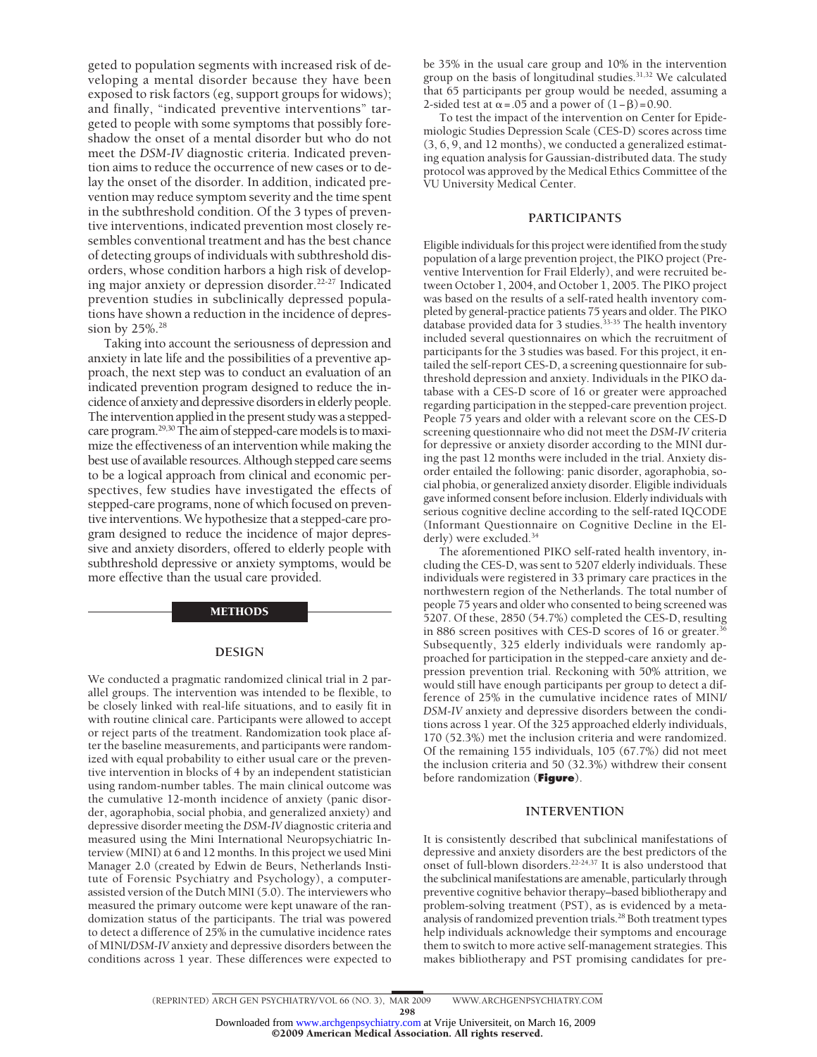geted to population segments with increased risk of developing a mental disorder because they have been exposed to risk factors (eg, support groups for widows); and finally, "indicated preventive interventions" targeted to people with some symptoms that possibly foreshadow the onset of a mental disorder but who do not meet the *DSM-IV* diagnostic criteria. Indicated prevention aims to reduce the occurrence of new cases or to delay the onset of the disorder. In addition, indicated prevention may reduce symptom severity and the time spent in the subthreshold condition. Of the 3 types of preventive interventions, indicated prevention most closely resembles conventional treatment and has the best chance of detecting groups of individuals with subthreshold disorders, whose condition harbors a high risk of developing major anxiety or depression disorder.[22-27] Indicated prevention studies in subclinically depressed populations have shown a reduction in the incidence of depression by 25%.[28]

Taking into account the seriousness of depression and anxiety in late life and the possibilities of a preventive approach, the next step was to conduct an evaluation of an indicated prevention program designed to reduce the incidence of anxiety and depressive disorders in elderly people. The intervention applied in the present study was a stepped-care program.[29,30] The aim of stepped-care models is to maximize the effectiveness of an intervention while making the best use of available resources. Although stepped care seems to be a logical approach from clinical and economic perspectives, few studies have investigated the effects of stepped-care programs, none of which focused on preventive interventions. We hypothesize that a stepped-care program designed to reduce the incidence of major depressive and anxiety disorders, offered to elderly people with subthreshold depressive or anxiety symptoms, would be more effective than the usual care provided.

## METHODS

### DESIGN

We conducted a pragmatic randomized clinical trial in 2 parallel groups. The intervention was intended to be flexible, to be closely linked with real-life situations, and to easily fit in with routine clinical care. Participants were allowed to accept or reject parts of the treatment. Randomization took place after the baseline measurements, and participants were randomized with equal probability to either usual care or the preventive intervention in blocks of 4 by an independent statistician using random-number tables. The main clinical outcome was the cumulative 12-month incidence of anxiety (panic disorder, agoraphobia, social phobia, and generalized anxiety) and depressive disorder meeting the *DSM-IV* diagnostic criteria and measured using the Mini International Neuropsychiatric Interview (MINI) at 6 and 12 months. In this project we used Mini Manager 2.0 (created by Edwin de Beurs, Netherlands Institute of Forensic Psychiatry and Psychology), a computer-assisted version of the Dutch MINI (5.0). The interviewers who measured the primary outcome were kept unaware of the randomization status of the participants. The trial was powered to detect a difference of 25% in the cumulative incidence rates of MINI/*DSM-IV* anxiety and depressive disorders between the conditions across 1 year. These differences were expected to be 35% in the usual care group and 10% in the intervention group on the basis of longitudinal studies.[31,32] We calculated that 65 participants per group would be needed, assuming a 2-sided test at $\alpha = .05$ and a power of $(1-\beta) = 0.90$.

To test the impact of the intervention on Center for Epidemiologic Studies Depression Scale (CES-D) scores across time (3, 6, 9, and 12 months), we conducted a generalized estimating equation analysis for Gaussian-distributed data. The study protocol was approved by the Medical Ethics Committee of the VU University Medical Center.

### PARTICIPANTS

Eligible individuals for this project were identified from the study population of a large prevention project, the PIKO project (Preventive Intervention for Frail Elderly), and were recruited between October 1, 2004, and October 1, 2005. The PIKO project was based on the results of a self-rated health inventory completed by general-practice patients 75 years and older. The PIKO database provided data for 3 studies.[33-35] The health inventory included several questionnaires on which the recruitment of participants for the 3 studies was based. For this project, it entailed the self-report CES-D, a screening questionnaire for subthreshold depression and anxiety. Individuals in the PIKO database with a CES-D score of 16 or greater were approached regarding participation in the stepped-care prevention project. People 75 years and older with a relevant score on the CES-D screening questionnaire who did not meet the *DSM-IV* criteria for depressive or anxiety disorder according to the MINI during the past 12 months were included in the trial. Anxiety disorder entailed the following: panic disorder, agoraphobia, social phobia, or generalized anxiety disorder. Eligible individuals gave informed consent before inclusion. Elderly individuals with serious cognitive decline according to the self-rated IQCODE (Informant Questionnaire on Cognitive Decline in the Elderly) were excluded.[34]

The aforementioned PIKO self-rated health inventory, including the CES-D, was sent to 5207 elderly individuals. These individuals were registered in 33 primary care practices in the northwestern region of the Netherlands. The total number of people 75 years and older who consented to being screened was 5207. Of these, 2850 (54.7%) completed the CES-D, resulting in 886 screen positives with CES-D scores of 16 or greater.[36] Subsequently, 325 elderly individuals were randomly approached for participation in the stepped-care anxiety and depression prevention trial. Reckoning with 50% attrition, we would still have enough participants per group to detect a difference of 25% in the cumulative incidence rates of MINI/*DSM-IV* anxiety and depressive disorders between the conditions across 1 year. Of the 325 approached elderly individuals, 170 (52.3%) met the inclusion criteria and were randomized. Of the remaining 155 individuals, 105 (67.7%) did not meet the inclusion criteria and 50 (32.3%) withdrew their consent before randomization (**Figure**).

### INTERVENTION

It is consistently described that subclinical manifestations of depressive and anxiety disorders are the best predictors of the onset of full-blown disorders.[22-24,37] It is also understood that the subclinical manifestations are amenable, particularly through preventive cognitive behavior therapy–based bibliotherapy and problem-solving treatment (PST), as is evidenced by a meta-analysis of randomized prevention trials.[28] Both treatment types help individuals acknowledge their symptoms and encourage them to switch to more active self-management strategies. This makes bibliotherapy and PST promising candidates for pre-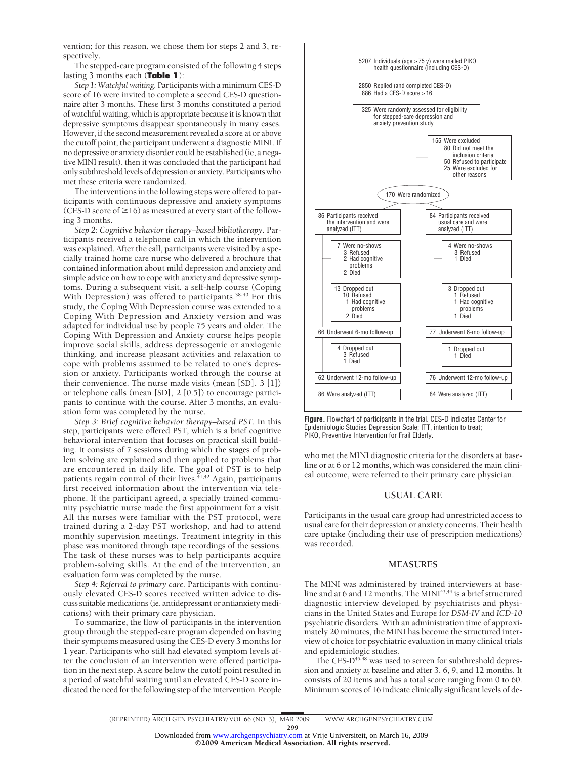vention; for this reason, we chose them for steps 2 and 3, respectively.

The stepped-care program consisted of the following 4 steps lasting 3 months each (**Table 1**):

*Step 1: Watchful waiting.* Participants with a minimum CES-D score of 16 were invited to complete a second CES-D questionnaire after 3 months. These first 3 months constituted a period of watchful waiting, which is appropriate because it is known that depressive symptoms disappear spontaneously in many cases. However, if the second measurement revealed a score at or above the cutoff point, the participant underwent a diagnostic MINI. If no depressive or anxiety disorder could be established (ie, a negative MINI result), then it was concluded that the participant had only subthreshold levels of depression or anxiety. Participants who met these criteria were randomized.

The interventions in the following steps were offered to participants with continuous depressive and anxiety symptoms (CES-D score of ≥16) as measured at every start of the following 3 months.

*Step 2: Cognitive behavior therapy–based bibliotherapy.* Participants received a telephone call in which the intervention was explained. After the call, participants were visited by a specially trained home care nurse who delivered a brochure that contained information about mild depression and anxiety and simple advice on how to cope with anxiety and depressive symptoms. During a subsequent visit, a self-help course (Coping With Depression) was offered to participants.[38-40] For this study, the Coping With Depression course was extended to a Coping With Depression and Anxiety version and was adapted for individual use by people 75 years and older. The Coping With Depression and Anxiety course helps people improve social skills, address depressogenic or anxiogenic thinking, and increase pleasant activities and relaxation to cope with problems assumed to be related to one's depression or anxiety. Participants worked through the course at their convenience. The nurse made visits (mean [SD], 3 [1]) or telephone calls (mean [SD], 2 [0.5]) to encourage participants to continue with the course. After 3 months, an evaluation form was completed by the nurse.

*Step 3: Brief cognitive behavior therapy–based PST.* In this step, participants were offered PST, which is a brief cognitive behavioral intervention that focuses on practical skill building. It consists of 7 sessions during which the stages of problem solving are explained and then applied to problems that are encountered in daily life. The goal of PST is to help patients regain control of their lives.[41,42] Again, participants first received information about the intervention via telephone. If the participant agreed, a specially trained community psychiatric nurse made the first appointment for a visit. All the nurses were familiar with the PST protocol, were trained during a 2-day PST workshop, and had to attend monthly supervision meetings. Treatment integrity in this phase was monitored through tape recordings of the sessions. The task of these nurses was to help participants acquire problem-solving skills. At the end of the intervention, an evaluation form was completed by the nurse.

*Step 4: Referral to primary care.* Participants with continuously elevated CES-D scores received written advice to discuss suitable medications (ie, antidepressant or antianxiety medications) with their primary care physician.

To summarize, the flow of participants in the intervention group through the stepped-care program depended on having their symptoms measured using the CES-D every 3 months for 1 year. Participants who still had elevated symptom levels after the conclusion of an intervention were offered participation in the next step. A score below the cutoff point resulted in a period of watchful waiting until an elevated CES-D score indicated the need for the following step of the intervention. People who met the MINI diagnostic criteria for the disorders at baseline or at 6 or 12 months, which was considered the main clinical outcome, were referred to their primary care physician.

5207 Individuals (age ≥75 y) were mailed PIKO health questionnaire (including CES-D)

2850 Replied (and completed CES-D)
886 Had a CES-D score ≥16

325 Were randomly assessed for eligibility for stepped-care depression and anxiety prevention study

155 Were excluded
80 Did not meet the inclusion criteria
50 Refused to participate
25 Were excluded for other reasons

170 Were randomized

| Intervention | Usual care |
|---|---|
| 86 Participants received the intervention and were analyzed (ITT) | 84 Participants received usual care and were analyzed (ITT) |
| 7 Were no-shows: 3 Refused; 2 Had cognitive problems; 2 Died | 4 Were no-shows: 3 Refused; 1 Died |
| 13 Dropped out: 10 Refused; 1 Had cognitive problems; 2 Died | 3 Dropped out: 1 Refused; 1 Had cognitive problems; 1 Died |
| 66 Underwent 6-mo follow-up | 77 Underwent 6-mo follow-up |
| 4 Dropped out: 3 Refused; 1 Died | 1 Dropped out: 1 Died |
| 62 Underwent 12-mo follow-up | 76 Underwent 12-mo follow-up |
| 86 Were analyzed (ITT) | 84 Were analyzed (ITT) |

**Figure.** Flowchart of participants in the trial. CES-D indicates Center for Epidemiologic Studies Depression Scale; ITT, intention to treat; PIKO, Preventive Intervention for Frail Elderly.

## USUAL CARE

Participants in the usual care group had unrestricted access to usual care for their depression or anxiety concerns. Their health care uptake (including their use of prescription medications) was recorded.

## MEASURES

The MINI was administered by trained interviewers at baseline and at 6 and 12 months. The MINI[43,44] is a brief structured diagnostic interview developed by psychiatrists and physicians in the United States and Europe for *DSM-IV* and *ICD-10* psychiatric disorders. With an administration time of approximately 20 minutes, the MINI has become the structured interview of choice for psychiatric evaluation in many clinical trials and epidemiologic studies.

The CES-D[45-48] was used to screen for subthreshold depression and anxiety at baseline and after 3, 6, 9, and 12 months. It consists of 20 items and has a total score ranging from 0 to 60. Minimum scores of 16 indicate clinically significant levels of de-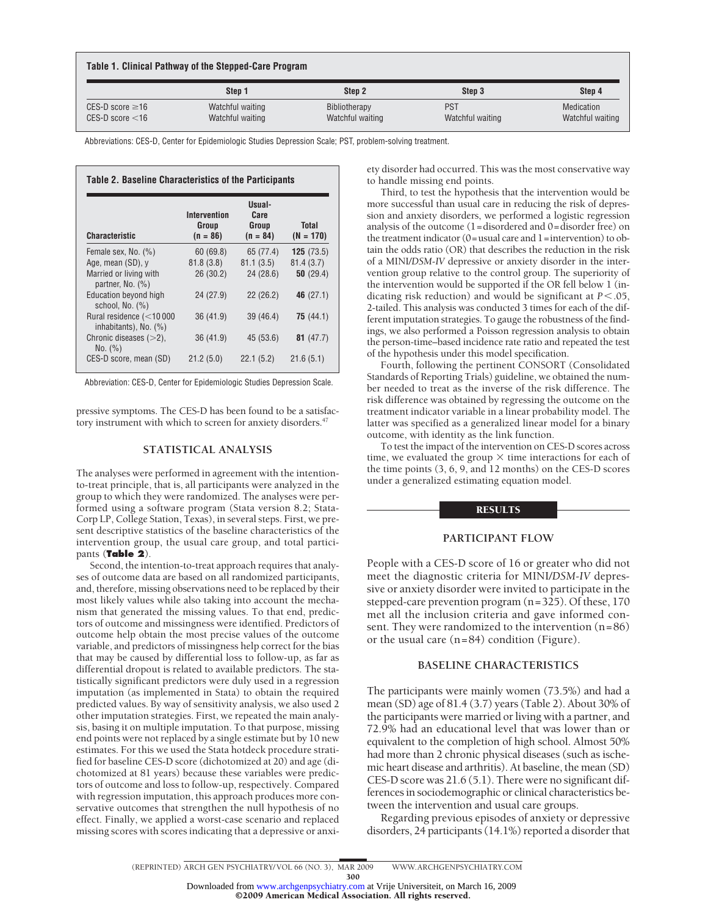**Table 1. Clinical Pathway of the Stepped-Care Program**

| | Step 1 | Step 2 | Step 3 | Step 4 |
|---|---|---|---|---|
| CES-D score ≥16 | Watchful waiting | Bibliotherapy | PST | Medication |
| CES-D score <16 | Watchful waiting | Watchful waiting | Watchful waiting | Watchful waiting |

Abbreviations: CES-D, Center for Epidemiologic Studies Depression Scale; PST, problem-solving treatment.

**Table 2. Baseline Characteristics of the Participants**

| Characteristic | Intervention Group (n = 86) | Usual-Care Group (n = 84) | Total (N = 170) |
|---|---|---|---|
| Female sex, No. (%) | 60 (69.8) | 65 (77.4) | **125** (73.5) |
| Age, mean (SD), y | 81.8 (3.8) | 81.1 (3.5) | 81.4 (3.7) |
| Married or living with partner, No. (%) | 26 (30.2) | 24 (28.6) | **50** (29.4) |
| Education beyond high school, No. (%) | 24 (27.9) | 22 (26.2) | **46** (27.1) |
| Rural residence (<10 000 inhabitants), No. (%) | 36 (41.9) | 39 (46.4) | **75** (44.1) |
| Chronic diseases (>2), No. (%) | 36 (41.9) | 45 (53.6) | **81** (47.7) |
| CES-D score, mean (SD) | 21.2 (5.0) | 22.1 (5.2) | 21.6 (5.1) |

Abbreviation: CES-D, Center for Epidemiologic Studies Depression Scale.

pressive symptoms. The CES-D has been found to be a satisfactory instrument with which to screen for anxiety disorders.[47]

## STATISTICAL ANALYSIS

The analyses were performed in agreement with the intention-to-treat principle, that is, all participants were analyzed in the group to which they were randomized. The analyses were performed using a software program (Stata version 8.2; StataCorp LP, College Station, Texas), in several steps. First, we present descriptive statistics of the baseline characteristics of the intervention group, the usual care group, and total participants (**Table 2**).

Second, the intention-to-treat approach requires that analyses of outcome data are based on all randomized participants, and, therefore, missing observations need to be replaced by their most likely values while also taking into account the mechanism that generated the missing values. To that end, predictors of outcome and missingness were identified. Predictors of outcome help obtain the most precise values of the outcome variable, and predictors of missingness help correct for the bias that may be caused by differential loss to follow-up, as far as differential dropout is related to available predictors. The statistically significant predictors were duly used in a regression imputation (as implemented in Stata) to obtain the required predicted values. By way of sensitivity analysis, we also used 2 other imputation strategies. First, we repeated the main analysis, basing it on multiple imputation. To that purpose, missing end points were not replaced by a single estimate but by 10 new estimates. For this we used the Stata hotdeck procedure stratified for baseline CES-D score (dichotomized at 20) and age (dichotomized at 81 years) because these variables were predictors of outcome and loss to follow-up, respectively. Compared with regression imputation, this approach produces more conservative outcomes that strengthen the null hypothesis of no effect. Finally, we applied a worst-case scenario and replaced missing scores with scores indicating that a depressive or anxiety disorder had occurred. This was the most conservative way to handle missing end points.

Third, to test the hypothesis that the intervention would be more successful than usual care in reducing the risk of depression and anxiety disorders, we performed a logistic regression analysis of the outcome (1=disordered and 0=disorder free) on the treatment indicator (0=usual care and 1=intervention) to obtain the odds ratio (OR) that describes the reduction in the risk of a MINI/*DSM-IV* depressive or anxiety disorder in the intervention group relative to the control group. The superiority of the intervention would be supported if the OR fell below 1 (indicating risk reduction) and would be significant at $P<.05$, 2-tailed. This analysis was conducted 3 times for each of the different imputation strategies. To gauge the robustness of the findings, we also performed a Poisson regression analysis to obtain the person-time–based incidence rate ratio and repeated the test of the hypothesis under this model specification.

Fourth, following the pertinent CONSORT (Consolidated Standards of Reporting Trials) guideline, we obtained the number needed to treat as the inverse of the risk difference. The risk difference was obtained by regressing the outcome on the treatment indicator variable in a linear probability model. The latter was specified as a generalized linear model for a binary outcome, with identity as the link function.

To test the impact of the intervention on CES-D scores across time, we evaluated the group × time interactions for each of the time points (3, 6, 9, and 12 months) on the CES-D scores under a generalized estimating equation model.

# RESULTS

## PARTICIPANT FLOW

People with a CES-D score of 16 or greater who did not meet the diagnostic criteria for MINI/*DSM-IV* depressive or anxiety disorder were invited to participate in the stepped-care prevention program (n=325). Of these, 170 met all the inclusion criteria and gave informed consent. They were randomized to the intervention (n=86) or the usual care (n=84) condition (Figure).

## BASELINE CHARACTERISTICS

The participants were mainly women (73.5%) and had a mean (SD) age of 81.4 (3.7) years (Table 2). About 30% of the participants were married or living with a partner, and 72.9% had an educational level that was lower than or equivalent to the completion of high school. Almost 50% had more than 2 chronic physical diseases (such as ischemic heart disease and arthritis). At baseline, the mean (SD) CES-D score was 21.6 (5.1). There were no significant differences in sociodemographic or clinical characteristics between the intervention and usual care groups.

Regarding previous episodes of anxiety or depressive disorders, 24 participants (14.1%) reported a disorder that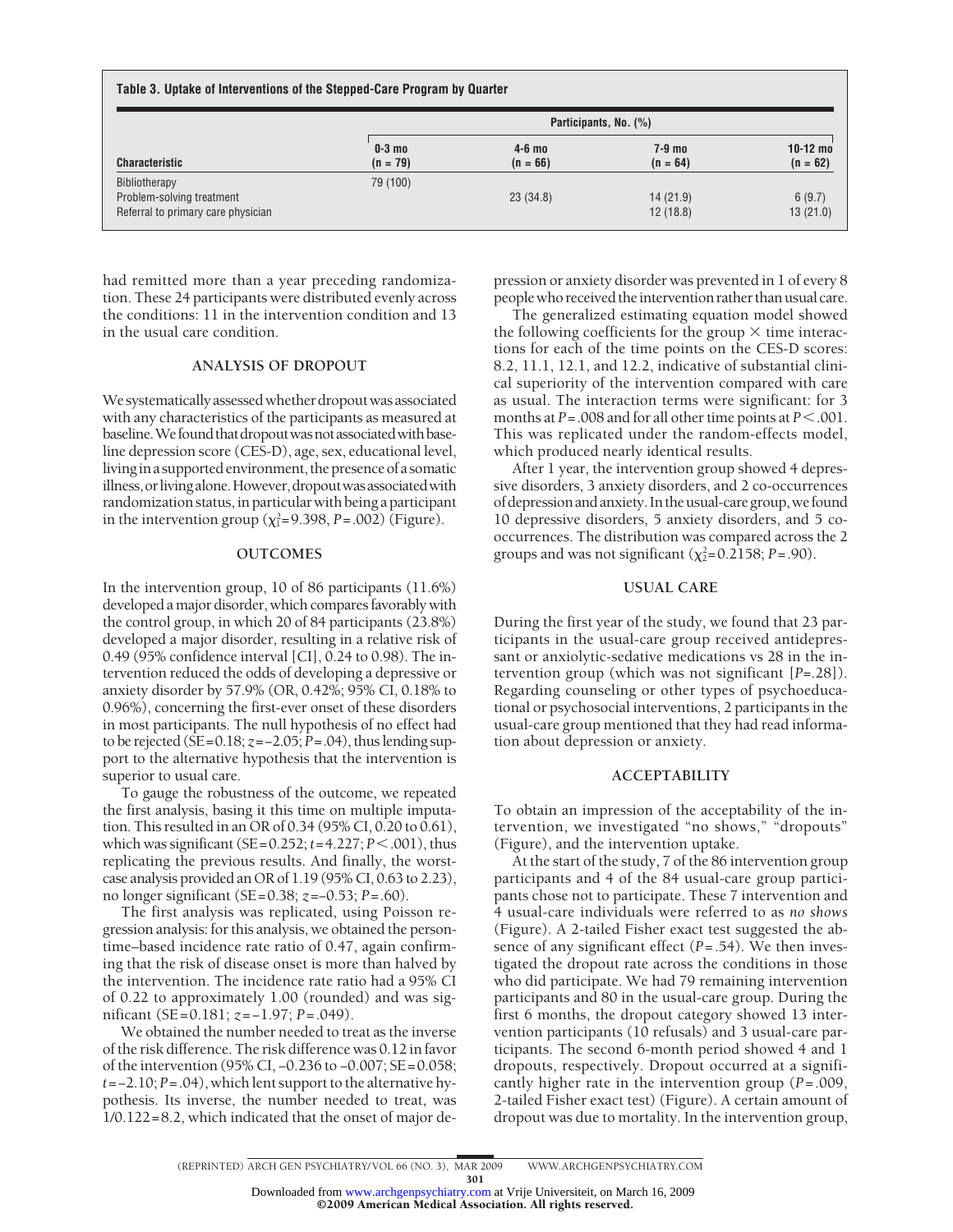**Table 3. Uptake of Interventions of the Stepped-Care Program by Quarter**

| Characteristic | Participants, No. (%) | | | |
|---|---|---|---|---|
| | 0-3 mo (n = 79) | 4-6 mo (n = 66) | 7-9 mo (n = 64) | 10-12 mo (n = 62) |
| Bibliotherapy | 79 (100) | | | |
| Problem-solving treatment | | 23 (34.8) | 14 (21.9) | 6 (9.7) |
| Referral to primary care physician | | | 12 (18.8) | 13 (21.0) |

had remitted more than a year preceding randomization. These 24 participants were distributed evenly across the conditions: 11 in the intervention condition and 13 in the usual care condition.

### ANALYSIS OF DROPOUT

We systematically assessed whether dropout was associated with any characteristics of the participants as measured at baseline. We found that dropout was not associated with baseline depression score (CES-D), age, sex, educational level, living in a supported environment, the presence of a somatic illness, or living alone. However, dropout was associated with randomization status, in particular with being a participant in the intervention group ($\chi^2_1$=9.398, $P$=.002) (Figure).

### OUTCOMES

In the intervention group, 10 of 86 participants (11.6%) developed a major disorder, which compares favorably with the control group, in which 20 of 84 participants (23.8%) developed a major disorder, resulting in a relative risk of 0.49 (95% confidence interval [CI], 0.24 to 0.98). The intervention reduced the odds of developing a depressive or anxiety disorder by 57.9% (OR, 0.42%; 95% CI, 0.18% to 0.96%), concerning the first-ever onset of these disorders in most participants. The null hypothesis of no effect had to be rejected (SE=0.18; $z$=–2.05; $P$=.04), thus lending support to the alternative hypothesis that the intervention is superior to usual care.

To gauge the robustness of the outcome, we repeated the first analysis, basing it this time on multiple imputation. This resulted in an OR of 0.34 (95% CI, 0.20 to 0.61), which was significant (SE=0.252; $t$=4.227; $P<.001$), thus replicating the previous results. And finally, the worst-case analysis provided an OR of 1.19 (95% CI, 0.63 to 2.23), no longer significant (SE=0.38; $z$=–0.53; $P$=.60).

The first analysis was replicated, using Poisson regression analysis: for this analysis, we obtained the person-time–based incidence rate ratio of 0.47, again confirming that the risk of disease onset is more than halved by the intervention. The incidence rate ratio had a 95% CI of 0.22 to approximately 1.00 (rounded) and was significant (SE=0.181; $z$=–1.97; $P$=.049).

We obtained the number needed to treat as the inverse of the risk difference. The risk difference was 0.12 in favor of the intervention (95% CI, –0.236 to –0.007; SE=0.058; $t$=–2.10; $P$=.04), which lent support to the alternative hypothesis. Its inverse, the number needed to treat, was 1/0.122=8.2, which indicated that the onset of major depression or anxiety disorder was prevented in 1 of every 8 people who received the intervention rather than usual care.

The generalized estimating equation model showed the following coefficients for the group × time interactions for each of the time points on the CES-D scores: 8.2, 11.1, 12.1, and 12.2, indicative of substantial clinical superiority of the intervention compared with care as usual. The interaction terms were significant: for 3 months at $P$=.008 and for all other time points at $P<.001$. This was replicated under the random-effects model, which produced nearly identical results.

After 1 year, the intervention group showed 4 depressive disorders, 3 anxiety disorders, and 2 co-occurrences of depression and anxiety. In the usual-care group, we found 10 depressive disorders, 5 anxiety disorders, and 5 co-occurrences. The distribution was compared across the 2 groups and was not significant ($\chi^2_2$=0.2158; $P$=.90).

### USUAL CARE

During the first year of the study, we found that 23 participants in the usual-care group received antidepressant or anxiolytic-sedative medications vs 28 in the intervention group (which was not significant [$P$=.28]). Regarding counseling or other types of psychoeducational or psychosocial interventions, 2 participants in the usual-care group mentioned that they had read information about depression or anxiety.

### ACCEPTABILITY

To obtain an impression of the acceptability of the intervention, we investigated "no shows," "dropouts" (Figure), and the intervention uptake.

At the start of the study, 7 of the 86 intervention group participants and 4 of the 84 usual-care group participants chose not to participate. These 7 intervention and 4 usual-care individuals were referred to as *no shows* (Figure). A 2-tailed Fisher exact test suggested the absence of any significant effect ($P$=.54). We then investigated the dropout rate across the conditions in those who did participate. We had 79 remaining intervention participants and 80 in the usual-care group. During the first 6 months, the dropout category showed 13 intervention participants (10 refusals) and 3 usual-care participants. The second 6-month period showed 4 and 1 dropouts, respectively. Dropout occurred at a significantly higher rate in the intervention group ($P$=.009, 2-tailed Fisher exact test) (Figure). A certain amount of dropout was due to mortality. In the intervention group,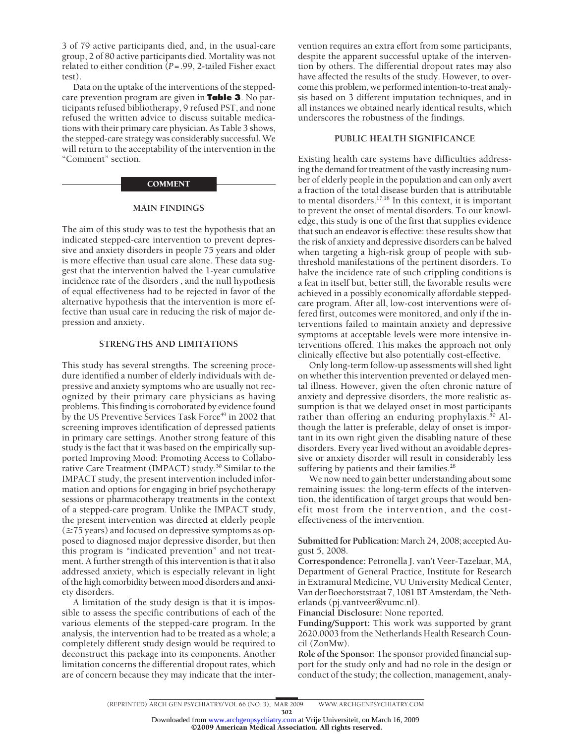3 of 79 active participants died, and, in the usual-care group, 2 of 80 active participants died. Mortality was not related to either condition ($P = .99$, 2-tailed Fisher exact test).

Data on the uptake of the interventions of the stepped-care prevention program are given in **Table 3**. No participants refused bibliotherapy, 9 refused PST, and none refused the written advice to discuss suitable medications with their primary care physician. As Table 3 shows, the stepped-care strategy was considerably successful. We will return to the acceptability of the intervention in the "Comment" section.

## COMMENT

### MAIN FINDINGS

The aim of this study was to test the hypothesis that an indicated stepped-care intervention to prevent depressive and anxiety disorders in people 75 years and older is more effective than usual care alone. These data suggest that the intervention halved the 1-year cumulative incidence rate of the disorders , and the null hypothesis of equal effectiveness had to be rejected in favor of the alternative hypothesis that the intervention is more effective than usual care in reducing the risk of major depression and anxiety.

### STRENGTHS AND LIMITATIONS

This study has several strengths. The screening procedure identified a number of elderly individuals with depressive and anxiety symptoms who are usually not recognized by their primary care physicians as having problems. This finding is corroborated by evidence found by the US Preventive Services Task Force[49] in 2002 that screening improves identification of depressed patients in primary care settings. Another strong feature of this study is the fact that it was based on the empirically supported Improving Mood: Promoting Access to Collaborative Care Treatment (IMPACT) study.[30] Similar to the IMPACT study, the present intervention included information and options for engaging in brief psychotherapy sessions or pharmacotherapy treatments in the context of a stepped-care program. Unlike the IMPACT study, the present intervention was directed at elderly people (≥75 years) and focused on depressive symptoms as opposed to diagnosed major depressive disorder, but then this program is "indicated prevention" and not treatment. A further strength of this intervention is that it also addressed anxiety, which is especially relevant in light of the high comorbidity between mood disorders and anxiety disorders.

A limitation of the study design is that it is impossible to assess the specific contributions of each of the various elements of the stepped-care program. In the analysis, the intervention had to be treated as a whole; a completely different study design would be required to deconstruct this package into its components. Another limitation concerns the differential dropout rates, which are of concern because they may indicate that the intervention requires an extra effort from some participants, despite the apparent successful uptake of the intervention by others. The differential dropout rates may also have affected the results of the study. However, to overcome this problem, we performed intention-to-treat analysis based on 3 different imputation techniques, and in all instances we obtained nearly identical results, which underscores the robustness of the findings.

### PUBLIC HEALTH SIGNIFICANCE

Existing health care systems have difficulties addressing the demand for treatment of the vastly increasing number of elderly people in the population and can only avert a fraction of the total disease burden that is attributable to mental disorders.[17,18] In this context, it is important to prevent the onset of mental disorders. To our knowledge, this study is one of the first that supplies evidence that such an endeavor is effective: these results show that the risk of anxiety and depressive disorders can be halved when targeting a high-risk group of people with subthreshold manifestations of the pertinent disorders. To halve the incidence rate of such crippling conditions is a feat in itself but, better still, the favorable results were achieved in a possibly economically affordable stepped-care program. After all, low-cost interventions were offered first, outcomes were monitored, and only if the interventions failed to maintain anxiety and depressive symptoms at acceptable levels were more intensive interventions offered. This makes the approach not only clinically effective but also potentially cost-effective.

Only long-term follow-up assessments will shed light on whether this intervention prevented or delayed mental illness. However, given the often chronic nature of anxiety and depressive disorders, the more realistic assumption is that we delayed onset in most participants rather than offering an enduring prophylaxis.[50] Although the latter is preferable, delay of onset is important in its own right given the disabling nature of these disorders. Every year lived without an avoidable depressive or anxiety disorder will result in considerably less suffering by patients and their families.[28]

We now need to gain better understanding about some remaining issues: the long-term effects of the intervention, the identification of target groups that would benefit most from the intervention, and the cost-effectiveness of the intervention.

**Submitted for Publication:** March 24, 2008; accepted August 5, 2008.

**Correspondence:** Petronella J. van't Veer-Tazelaar, MA, Department of General Practice, Institute for Research in Extramural Medicine, VU University Medical Center, Van der Boechorststraat 7, 1081 BT Amsterdam, the Netherlands (pj.vantveer@vumc.nl).

**Financial Disclosure:** None reported.

**Funding/Support:** This work was supported by grant 2620.0003 from the Netherlands Health Research Council (ZonMw).

**Role of the Sponsor:** The sponsor provided financial support for the study only and had no role in the design or conduct of the study; the collection, management, analy-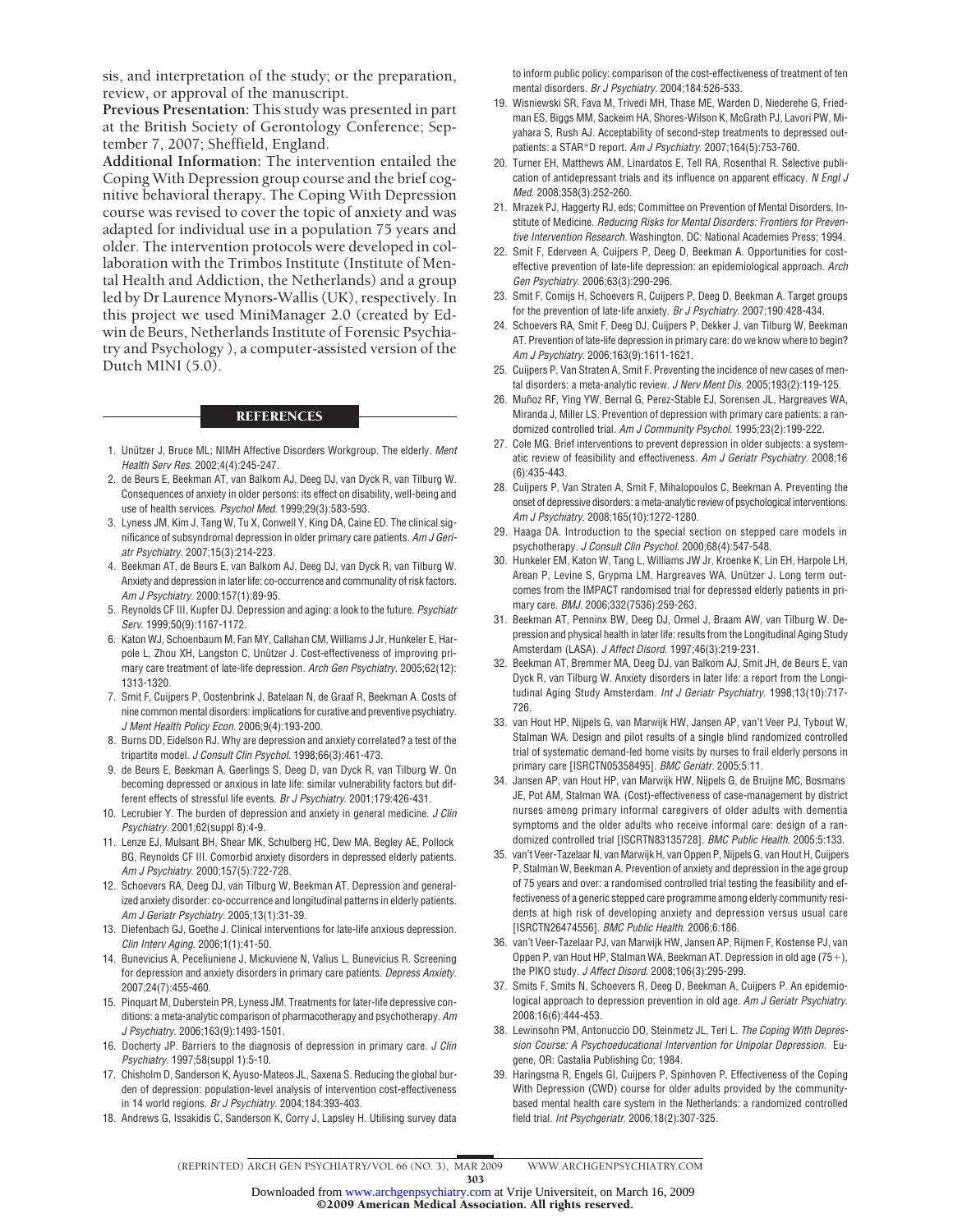sis, and interpretation of the study; or the preparation, review, or approval of the manuscript.

**Previous Presentation:** This study was presented in part at the British Society of Gerontology Conference; September 7, 2007; Sheffield, England.

**Additional Information:** The intervention entailed the Coping With Depression group course and the brief cognitive behavioral therapy. The Coping With Depression course was revised to cover the topic of anxiety and was adapted for individual use in a population 75 years and older. The intervention protocols were developed in collaboration with the Trimbos Institute (Institute of Mental Health and Addiction, the Netherlands) and a group led by Dr Laurence Mynors-Wallis (UK), respectively. In this project we used MiniManager 2.0 (created by Edwin de Beurs, Netherlands Institute of Forensic Psychiatry and Psychology ), a computer-assisted version of the Dutch MINI (5.0).

## REFERENCES

1. Unützer J, Bruce ML; NIMH Affective Disorders Workgroup. The elderly. *Ment Health Serv Res*. 2002;4(4):245-247.
2. de Beurs E, Beekman AT, van Balkom AJ, Deeg DJ, van Dyck R, van Tilburg W. Consequences of anxiety in older persons: its effect on disability, well-being and use of health services. *Psychol Med*. 1999;29(3):583-593.
3. Lyness JM, Kim J, Tang W, Tu X, Conwell Y, King DA, Caine ED. The clinical significance of subsyndromal depression in older primary care patients. *Am J Geriatr Psychiatry*. 2007;15(3):214-223.
4. Beekman AT, de Beurs E, van Balkom AJ, Deeg DJ, van Dyck R, van Tilburg W. Anxiety and depression in later life: co-occurrence and communality of risk factors. *Am J Psychiatry*. 2000;157(1):89-95.
5. Reynolds CF III, Kupfer DJ. Depression and aging: a look to the future. *Psychiatr Serv*. 1999;50(9):1167-1172.
6. Katon WJ, Schoenbaum M, Fan MY, Callahan CM, Williams J Jr, Hunkeler E, Harpole L, Zhou XH, Langston C, Unützer J. Cost-effectiveness of improving primary care treatment of late-life depression. *Arch Gen Psychiatry*. 2005;62(12):1313-1320.
7. Smit F, Cuijpers P, Oostenbrink J, Batelaan N, de Graaf R, Beekman A. Costs of nine common mental disorders: implications for curative and preventive psychiatry. *J Ment Health Policy Econ*. 2006;9(4):193-200.
8. Burns DD, Eidelson RJ. Why are depression and anxiety correlated? a test of the tripartite model. *J Consult Clin Psychol*. 1998;66(3):461-473.
9. de Beurs E, Beekman A, Geerlings S, Deeg D, van Dyck R, van Tilburg W. On becoming depressed or anxious in late life: similar vulnerability factors but different effects of stressful life events. *Br J Psychiatry*. 2001;179:426-431.
10. Lecrubier Y. The burden of depression and anxiety in general medicine. *J Clin Psychiatry*. 2001;62(suppl 8):4-9.
11. Lenze EJ, Mulsant BH, Shear MK, Schulberg HC, Dew MA, Begley AE, Pollock BG, Reynolds CF III. Comorbid anxiety disorders in depressed elderly patients. *Am J Psychiatry*. 2000;157(5):722-728.
12. Schoevers RA, Deeg DJ, van Tilburg W, Beekman AT. Depression and generalized anxiety disorder: co-occurrence and longitudinal patterns in elderly patients. *Am J Geriatr Psychiatry*. 2005;13(1):31-39.
13. Diefenbach GJ, Goethe J. Clinical interventions for late-life anxious depression. *Clin Interv Aging*. 2006;1(1):41-50.
14. Bunevicius A, Peceliuniene J, Mickuviene N, Valius L, Bunevicius R. Screening for depression and anxiety disorders in primary care patients. *Depress Anxiety*. 2007;24(7):455-460.
15. Pinquart M, Duberstein PR, Lyness JM. Treatments for later-life depressive conditions: a meta-analytic comparison of pharmacotherapy and psychotherapy. *Am J Psychiatry*. 2006;163(9):1493-1501.
16. Docherty JP. Barriers to the diagnosis of depression in primary care. *J Clin Psychiatry*. 1997;58(suppl 1):5-10.
17. Chisholm D, Sanderson K, Ayuso-Mateos JL, Saxena S. Reducing the global burden of depression: population-level analysis of intervention cost-effectiveness in 14 world regions. *Br J Psychiatry*. 2004;184:393-403.
18. Andrews G, Issakidis C, Sanderson K, Corry J, Lapsley H. Utilising survey data to inform public policy: comparison of the cost-effectiveness of treatment of ten mental disorders. *Br J Psychiatry*. 2004;184:526-533.
19. Wisniewski SR, Fava M, Trivedi MH, Thase ME, Warden D, Niederehe G, Friedman ES, Biggs MM, Sackeim HA, Shores-Wilson K, McGrath PJ, Lavori PW, Miyahara S, Rush AJ. Acceptability of second-step treatments to depressed outpatients: a STAR*D report. *Am J Psychiatry*. 2007;164(5):753-760.
20. Turner EH, Matthews AM, Linardatos E, Tell RA, Rosenthal R. Selective publication of antidepressant trials and its influence on apparent efficacy. *N Engl J Med*. 2008;358(3):252-260.
21. Mrazek PJ, Haggerty RJ, eds; Committee on Prevention of Mental Disorders, Institute of Medicine. *Reducing Risks for Mental Disorders: Frontiers for Preventive Intervention Research*. Washington, DC: National Academies Press; 1994.
22. Smit F, Ederveen A, Cuijpers P, Deeg D, Beekman A. Opportunities for cost-effective prevention of late-life depression: an epidemiological approach. *Arch Gen Psychiatry*. 2006;63(3):290-296.
23. Smit F, Comijs H, Schoevers R, Cuijpers P, Deeg D, Beekman A. Target groups for the prevention of late-life anxiety. *Br J Psychiatry*. 2007;190:428-434.
24. Schoevers RA, Smit F, Deeg DJ, Cuijpers P, Dekker J, van Tilburg W, Beekman AT. Prevention of late-life depression in primary care: do we know where to begin? *Am J Psychiatry*. 2006;163(9):1611-1621.
25. Cuijpers P, Van Straten A, Smit F. Preventing the incidence of new cases of mental disorders: a meta-analytic review. *J Nerv Ment Dis*. 2005;193(2):119-125.
26. Muñoz RF, Ying YW, Bernal G, Perez-Stable EJ, Sorensen JL, Hargreaves WA, Miranda J, Miller LS. Prevention of depression with primary care patients: a randomized controlled trial. *Am J Community Psychol*. 1995;23(2):199-222.
27. Cole MG. Brief interventions to prevent depression in older subjects: a systematic review of feasibility and effectiveness. *Am J Geriatr Psychiatry*. 2008;16(6):435-443.
28. Cuijpers P, Van Straten A, Smit F, Mihalopoulos C, Beekman A. Preventing the onset of depressive disorders: a meta-analytic review of psychological interventions. *Am J Psychiatry*. 2008;165(10):1272-1280.
29. Haaga DA. Introduction to the special section on stepped care models in psychotherapy. *J Consult Clin Psychol*. 2000;68(4):547-548.
30. Hunkeler EM, Katon W, Tang L, Williams JW Jr, Kroenke K, Lin EH, Harpole LH, Arean P, Levine S, Grypma LM, Hargreaves WA, Unützer J. Long term outcomes from the IMPACT randomised trial for depressed elderly patients in primary care. *BMJ*. 2006;332(7536):259-263.
31. Beekman AT, Penninx BW, Deeg DJ, Ormel J, Braam AW, van Tilburg W. Depression and physical health in later life: results from the Longitudinal Aging Study Amsterdam (LASA). *J Affect Disord*. 1997;46(3):219-231.
32. Beekman AT, Bremmer MA, Deeg DJ, van Balkom AJ, Smit JH, de Beurs E, van Dyck R, van Tilburg W. Anxiety disorders in later life: a report from the Longitudinal Aging Study Amsterdam. *Int J Geriatr Psychiatry*. 1998;13(10):717-726.
33. van Hout HP, Nijpels G, van Marwijk HW, Jansen AP, van't Veer PJ, Tybout W, Stalman WA. Design and pilot results of a single blind randomized controlled trial of systematic demand-led home visits by nurses to frail elderly persons in primary care [ISRCTN05358495]. *BMC Geriatr*. 2005;5:11.
34. Jansen AP, van Hout HP, van Marwijk HW, Nijpels G, de Bruijne MC, Bosmans JE, Pot AM, Stalman WA. (Cost)-effectiveness of case-management by district nurses among primary informal caregivers of older adults with dementia symptoms and the older adults who receive informal care: design of a randomized controlled trial [ISCRTN83135728]. *BMC Public Health*. 2005;5:133.
35. van't Veer-Tazelaar N, van Marwijk H, van Oppen P, Nijpels G, van Hout H, Cuijpers P, Stalman W, Beekman A. Prevention of anxiety and depression in the age group of 75 years and over: a randomised controlled trial testing the feasibility and effectiveness of a generic stepped care programme among elderly community residents at high risk of developing anxiety and depression versus usual care [ISRCTN26474556]. *BMC Public Health*. 2006;6:186.
36. van't Veer-Tazelaar PJ, van Marwijk HW, Jansen AP, Rijmen F, Kostense PJ, van Oppen P, van Hout HP, Stalman WA, Beekman AT. Depression in old age (75+), the PIKO study. *J Affect Disord*. 2008;106(3):295-299.
37. Smits F, Smits N, Schoevers R, Deeg D, Beekman A, Cuijpers P. An epidemiological approach to depression prevention in old age. *Am J Geriatr Psychiatry*. 2008;16(6):444-453.
38. Lewinsohn PM, Antonuccio DO, Steinmetz JL, Teri L. *The Coping With Depression Course: A Psychoeducational Intervention for Unipolar Depression*. Eugene, OR: Castalia Publishing Co; 1984.
39. Haringsma R, Engels GI, Cuijpers P, Spinhoven P. Effectiveness of the Coping With Depression (CWD) course for older adults provided by the community-based mental health care system in the Netherlands: a randomized controlled field trial. *Int Psychgeriatr*. 2006;18(2):307-325.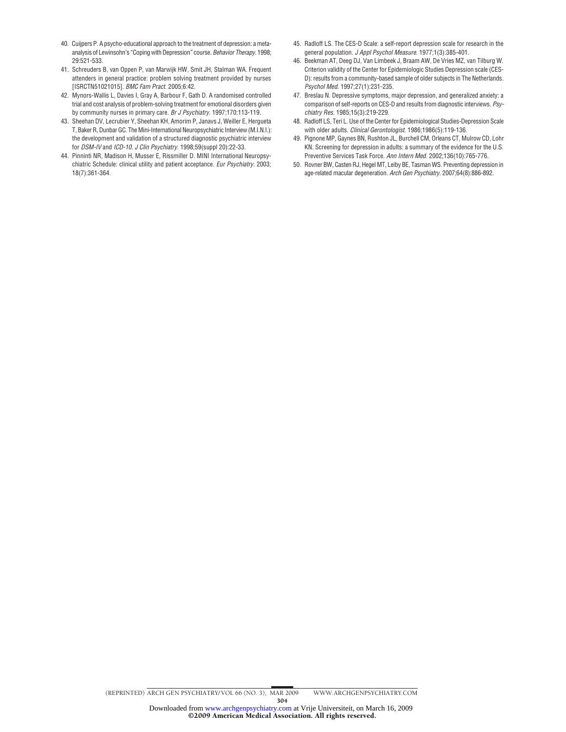40. Cuijpers P. A psycho-educational approach to the treatment of depression: a meta-analysis of Lewinsohn's "Coping with Depression" course. *Behavior Therapy*. 1998; 29:521-533.
41. Schreuders B, van Oppen P, van Marwijk HW, Smit JH, Stalman WA. Frequent attenders in general practice: problem solving treatment provided by nurses [ISRCTN51021015]. *BMC Fam Pract*. 2005;6:42.
42. Mynors-Wallis L, Davies I, Gray A, Barbour F, Gath D. A randomised controlled trial and cost analysis of problem-solving treatment for emotional disorders given by community nurses in primary care. *Br J Psychiatry*. 1997;170:113-119.
43. Sheehan DV, Lecrubier Y, Sheehan KH, Amorim P, Janavs J, Weiller E, Hergueta T, Baker R, Dunbar GC. The Mini-International Neuropsychiatric Interview (M.I.N.I.): the development and validation of a structured diagnostic psychiatric interview for *DSM-IV* and *ICD-10*. *J Clin Psychiatry*. 1998;59(suppl 20):22-33.
44. Pinninti NR, Madison H, Musser E, Rissmiller D. MINI International Neuropsychiatric Schedule: clinical utility and patient acceptance. *Eur Psychiatry*. 2003; 18(7):361-364.
45. Radloff LS. The CES-D Scale: a self-report depression scale for research in the general population. *J Appl Psychol Measure*. 1977;1(3):385-401.
46. Beekman AT, Deeg DJ, Van Limbeek J, Braam AW, De Vries MZ, van Tilburg W. Criterion validity of the Center for Epidemiologic Studies Depression scale (CES-D): results from a community-based sample of older subjects in The Netherlands. *Psychol Med*. 1997;27(1):231-235.
47. Breslau N. Depressive symptoms, major depression, and generalized anxiety: a comparison of self-reports on CES-D and results from diagnostic interviews. *Psychiatry Res*. 1985;15(3):219-229.
48. Radloff LS, Teri L. Use of the Center for Epidemiological Studies-Depression Scale with older adults. *Clinical Gerontologist*. 1986;1986(5):119-136.
49. Pignone MP, Gaynes BN, Rushton JL, Burchell CM, Orleans CT, Mulrow CD, Lohr KN. Screening for depression in adults: a summary of the evidence for the U.S. Preventive Services Task Force. *Ann Intern Med*. 2002;136(10):765-776.
50. Rovner BW, Casten RJ, Hegel MT, Leiby BE, Tasman WS. Preventing depression in age-related macular degeneration. *Arch Gen Psychiatry*. 2007;64(8):886-892.

Downloaded from www.archgenpsychiatry.com at Vrije Universiteit, on March 16, 2009
©2009 American Medical Association. All rights reserved.